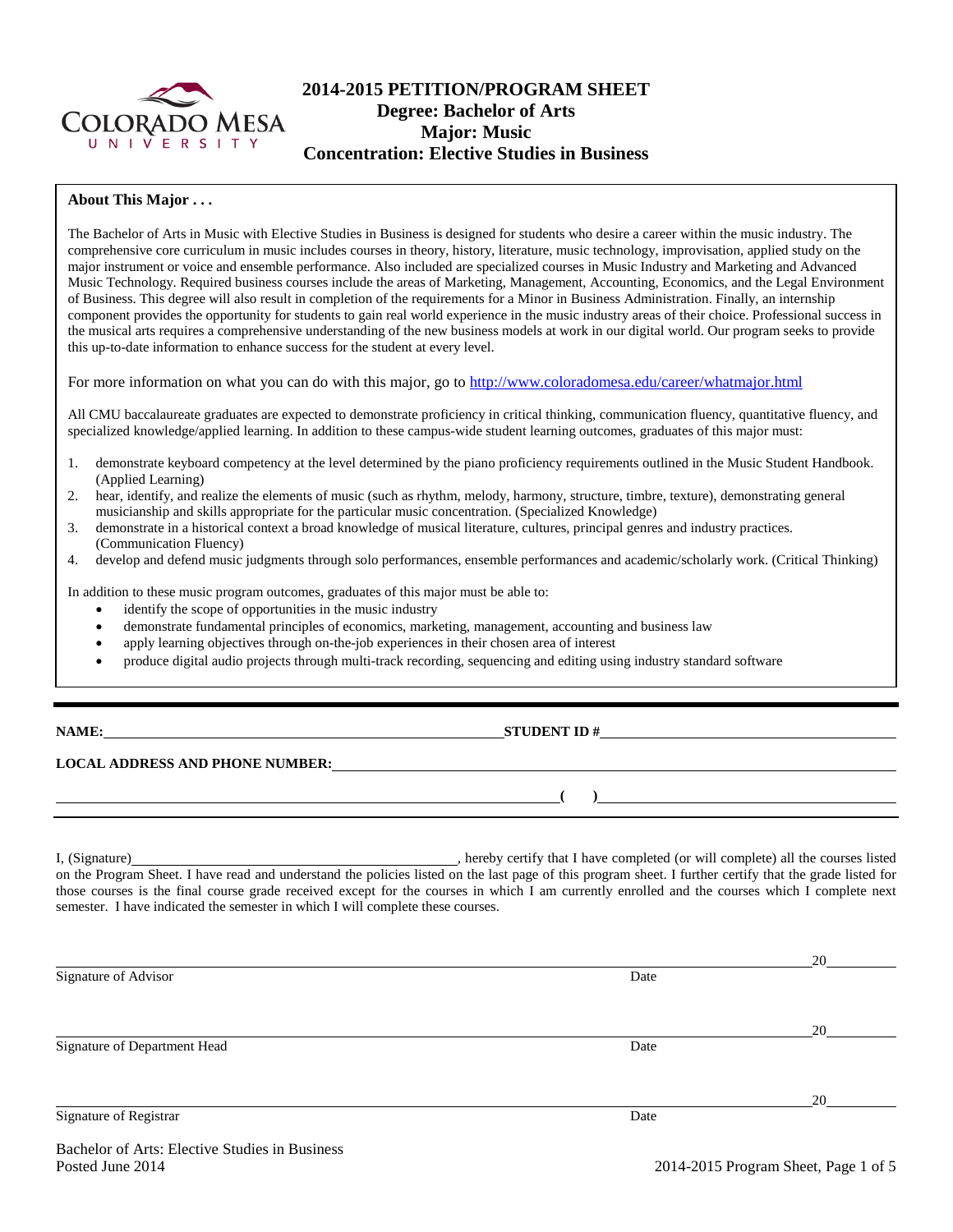# 2014-2015 PETITION/PROGRAM SHEET
## Degree: Bachelor of Arts
## Major: Music
## Concentration: Elective Studies in Business

**About This Major . . .**

The Bachelor of Arts in Music with Elective Studies in Business is designed for students who desire a career within the music industry. The comprehensive core curriculum in music includes courses in theory, history, literature, music technology, improvisation, applied study on the major instrument or voice and ensemble performance. Also included are specialized courses in Music Industry and Marketing and Advanced Music Technology. Required business courses include the areas of Marketing, Management, Accounting, Economics, and the Legal Environment of Business. This degree will also result in completion of the requirements for a Minor in Business Administration. Finally, an internship component provides the opportunity for students to gain real world experience in the music industry areas of their choice. Professional success in the musical arts requires a comprehensive understanding of the new business models at work in our digital world. Our program seeks to provide this up-to-date information to enhance success for the student at every level.

For more information on what you can do with this major, go to http://www.coloradomesa.edu/career/whatmajor.html

All CMU baccalaureate graduates are expected to demonstrate proficiency in critical thinking, communication fluency, quantitative fluency, and specialized knowledge/applied learning. In addition to these campus-wide student learning outcomes, graduates of this major must:

1. demonstrate keyboard competency at the level determined by the piano proficiency requirements outlined in the Music Student Handbook. (Applied Learning)
2. hear, identify, and realize the elements of music (such as rhythm, melody, harmony, structure, timbre, texture), demonstrating general musicianship and skills appropriate for the particular music concentration. (Specialized Knowledge)
3. demonstrate in a historical context a broad knowledge of musical literature, cultures, principal genres and industry practices. (Communication Fluency)
4. develop and defend music judgments through solo performances, ensemble performances and academic/scholarly work. (Critical Thinking)

In addition to these music program outcomes, graduates of this major must be able to:

- identify the scope of opportunities in the music industry
- demonstrate fundamental principles of economics, marketing, management, accounting and business law
- apply learning objectives through on-the-job experiences in their chosen area of interest
- produce digital audio projects through multi-track recording, sequencing and editing using industry standard software

---

**NAME:** ______________________________ **STUDENT ID #** ______________________________

**LOCAL ADDRESS AND PHONE NUMBER:** ______________________________

______________________________ **(    )** ______________________________

---

I, (Signature)______________________________, hereby certify that I have completed (or will complete) all the courses listed on the Program Sheet. I have read and understand the policies listed on the last page of this program sheet. I further certify that the grade listed for those courses is the final course grade received except for the courses in which I am currently enrolled and the courses which I complete next semester. I have indicated the semester in which I will complete these courses.

______________________________ 20______
Signature of Advisor Date

______________________________ 20______
Signature of Department Head Date

______________________________ 20______
Signature of Registrar Date

Bachelor of Arts: Elective Studies in Business
Posted June 2014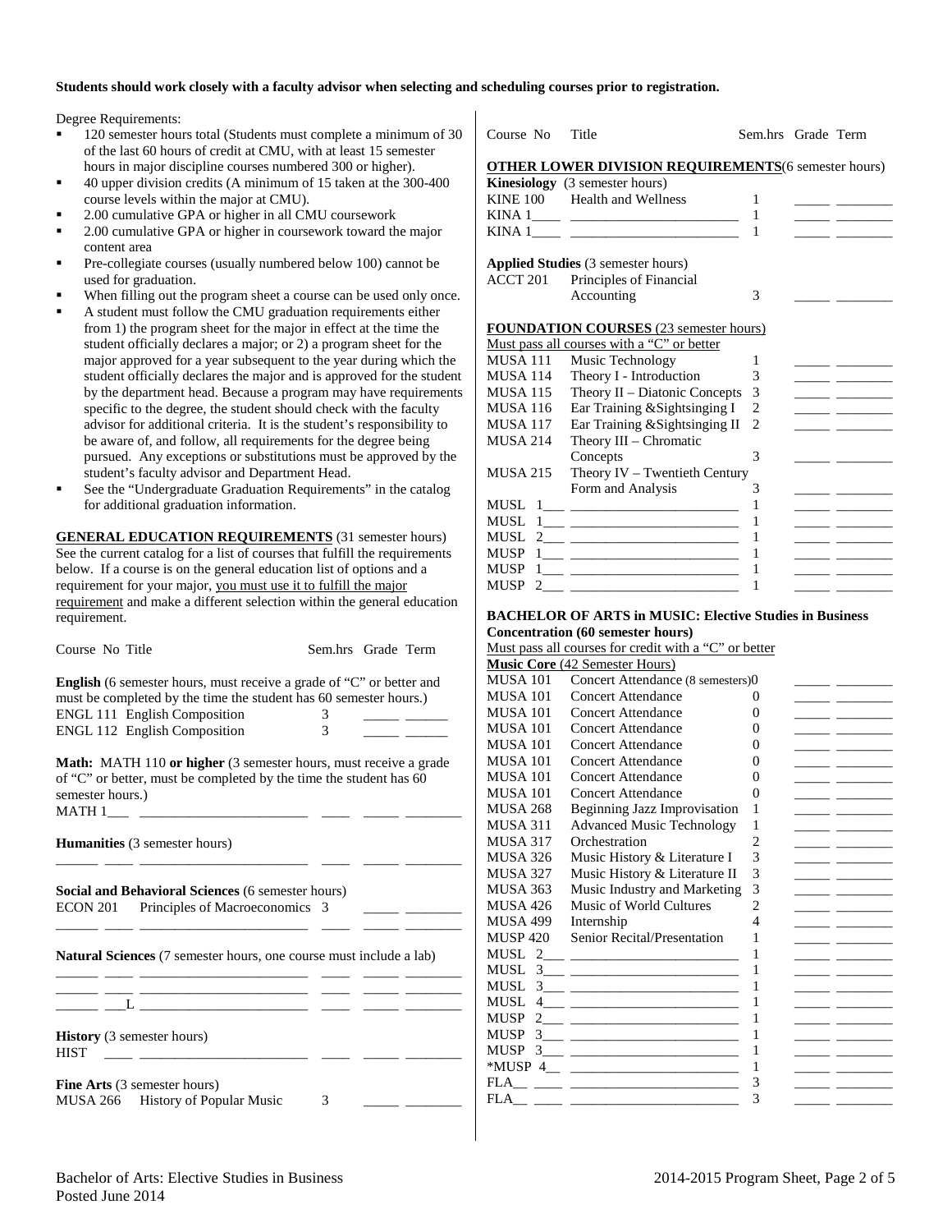**Students should work closely with a faculty advisor when selecting and scheduling courses prior to registration.**

Degree Requirements:

- 120 semester hours total (Students must complete a minimum of 30 of the last 60 hours of credit at CMU, with at least 15 semester hours in major discipline courses numbered 300 or higher).
- 40 upper division credits (A minimum of 15 taken at the 300-400 course levels within the major at CMU).
- 2.00 cumulative GPA or higher in all CMU coursework
- 2.00 cumulative GPA or higher in coursework toward the major content area
- Pre-collegiate courses (usually numbered below 100) cannot be used for graduation.
- When filling out the program sheet a course can be used only once.
- A student must follow the CMU graduation requirements either from 1) the program sheet for the major in effect at the time the student officially declares a major; or 2) a program sheet for the major approved for a year subsequent to the year during which the student officially declares the major and is approved for the student by the department head. Because a program may have requirements specific to the degree, the student should check with the faculty advisor for additional criteria. It is the student's responsibility to be aware of, and follow, all requirements for the degree being pursued. Any exceptions or substitutions must be approved by the student's faculty advisor and Department Head.
- See the "Undergraduate Graduation Requirements" in the catalog for additional graduation information.

**GENERAL EDUCATION REQUIREMENTS** (31 semester hours) See the current catalog for a list of courses that fulfill the requirements below. If a course is on the general education list of options and a requirement for your major, you must use it to fulfill the major requirement and make a different selection within the general education requirement.

| Course No | Title | Sem.hrs | Grade | Term |
|---|---|---|---|---|

**English** (6 semester hours, must receive a grade of "C" or better and must be completed by the time the student has 60 semester hours.)

| Course No | Title | Sem.hrs | Grade | Term |
|---|---|---|---|---|
| ENGL 111 | English Composition | 3 | ____ | ____ |
| ENGL 112 | English Composition | 3 | ____ | ____ |

**Math:** MATH 110 **or higher** (3 semester hours, must receive a grade of "C" or better, must be completed by the time the student has 60 semester hours.)

| Course No | Title | Sem.hrs | Grade | Term |
|---|---|---|---|---|
| MATH 1___ | ____________ | ____ | ____ | ____ |

**Humanities** (3 semester hours)

| Course No | Title | Sem.hrs | Grade | Term |
|---|---|---|---|---|
| ______ ____ | ____________ | ____ | ____ | ____ |

**Social and Behavioral Sciences** (6 semester hours)

| Course No | Title | Sem.hrs | Grade | Term |
|---|---|---|---|---|
| ECON 201 | Principles of Macroeconomics | 3 | ____ | ____ |
| ______ ____ | ____________ | ____ | ____ | ____ |

**Natural Sciences** (7 semester hours, one course must include a lab)

| Course No | Title | Sem.hrs | Grade | Term |
|---|---|---|---|---|
| ______ ____ | ____________ | ____ | ____ | ____ |
| ______ ____ | ____________ | ____ | ____ | ____ |
| ______ ___L | ____________ | ____ | ____ | ____ |

**History** (3 semester hours)

| Course No | Title | Sem.hrs | Grade | Term |
|---|---|---|---|---|
| HIST ____ | ____________ | ____ | ____ | ____ |

**Fine Arts** (3 semester hours)

| Course No | Title | Sem.hrs | Grade | Term |
|---|---|---|---|---|
| MUSA 266 | History of Popular Music | 3 | ____ | ____ |

**OTHER LOWER DIVISION REQUIREMENTS** (6 semester hours)

**Kinesiology** (3 semester hours)

| Course No | Title | Sem.hrs | Grade | Term |
|---|---|---|---|---|
| KINE 100 | Health and Wellness | 1 | ____ | ____ |
| KINA 1____ | ____________ | 1 | ____ | ____ |
| KINA 1____ | ____________ | 1 | ____ | ____ |

**Applied Studies** (3 semester hours)

| Course No | Title | Sem.hrs | Grade | Term |
|---|---|---|---|---|
| ACCT 201 | Principles of Financial Accounting | 3 | ____ | ____ |

**FOUNDATION COURSES** (23 semester hours)

Must pass all courses with a "C" or better

| Course No | Title | Sem.hrs | Grade | Term |
|---|---|---|---|---|
| MUSA 111 | Music Technology | 1 | ____ | ____ |
| MUSA 114 | Theory I - Introduction | 3 | ____ | ____ |
| MUSA 115 | Theory II – Diatonic Concepts | 3 | ____ | ____ |
| MUSA 116 | Ear Training &Sightsinging I | 2 | ____ | ____ |
| MUSA 117 | Ear Training &Sightsinging II | 2 | ____ | ____ |
| MUSA 214 | Theory III – Chromatic Concepts | 3 | ____ | ____ |
| MUSA 215 | Theory IV – Twentieth Century Form and Analysis | 3 | ____ | ____ |
| MUSL 1___ | ____________ | 1 | ____ | ____ |
| MUSL 1___ | ____________ | 1 | ____ | ____ |
| MUSL 2___ | ____________ | 1 | ____ | ____ |
| MUSP 1___ | ____________ | 1 | ____ | ____ |
| MUSP 1___ | ____________ | 1 | ____ | ____ |
| MUSP 2___ | ____________ | 1 | ____ | ____ |

**BACHELOR OF ARTS in MUSIC: Elective Studies in Business Concentration (60 semester hours)**

Must pass all courses for credit with a "C" or better

**Music Core** (42 Semester Hours)

| Course No | Title | Sem.hrs | Grade | Term |
|---|---|---|---|---|
| MUSA 101 | Concert Attendance (8 semesters) | 0 | ____ | ____ |
| MUSA 101 | Concert Attendance | 0 | ____ | ____ |
| MUSA 101 | Concert Attendance | 0 | ____ | ____ |
| MUSA 101 | Concert Attendance | 0 | ____ | ____ |
| MUSA 101 | Concert Attendance | 0 | ____ | ____ |
| MUSA 101 | Concert Attendance | 0 | ____ | ____ |
| MUSA 101 | Concert Attendance | 0 | ____ | ____ |
| MUSA 101 | Concert Attendance | 0 | ____ | ____ |
| MUSA 268 | Beginning Jazz Improvisation | 1 | ____ | ____ |
| MUSA 311 | Advanced Music Technology | 1 | ____ | ____ |
| MUSA 317 | Orchestration | 2 | ____ | ____ |
| MUSA 326 | Music History & Literature I | 3 | ____ | ____ |
| MUSA 327 | Music History & Literature II | 3 | ____ | ____ |
| MUSA 363 | Music Industry and Marketing | 3 | ____ | ____ |
| MUSA 426 | Music of World Cultures | 2 | ____ | ____ |
| MUSA 499 | Internship | 4 | ____ | ____ |
| MUSP 420 | Senior Recital/Presentation | 1 | ____ | ____ |
| MUSL 2___ | ____________ | 1 | ____ | ____ |
| MUSL 3___ | ____________ | 1 | ____ | ____ |
| MUSL 3___ | ____________ | 1 | ____ | ____ |
| MUSL 4___ | ____________ | 1 | ____ | ____ |
| MUSP 2___ | ____________ | 1 | ____ | ____ |
| MUSP 3___ | ____________ | 1 | ____ | ____ |
| MUSP 3___ | ____________ | 1 | ____ | ____ |
| *MUSP 4__ | ____________ | 1 | ____ | ____ |
| FLA__ ____ | ____________ | 3 | ____ | ____ |
| FLA__ ____ | ____________ | 3 | ____ | ____ |

Bachelor of Arts: Elective Studies in Business
Posted June 2014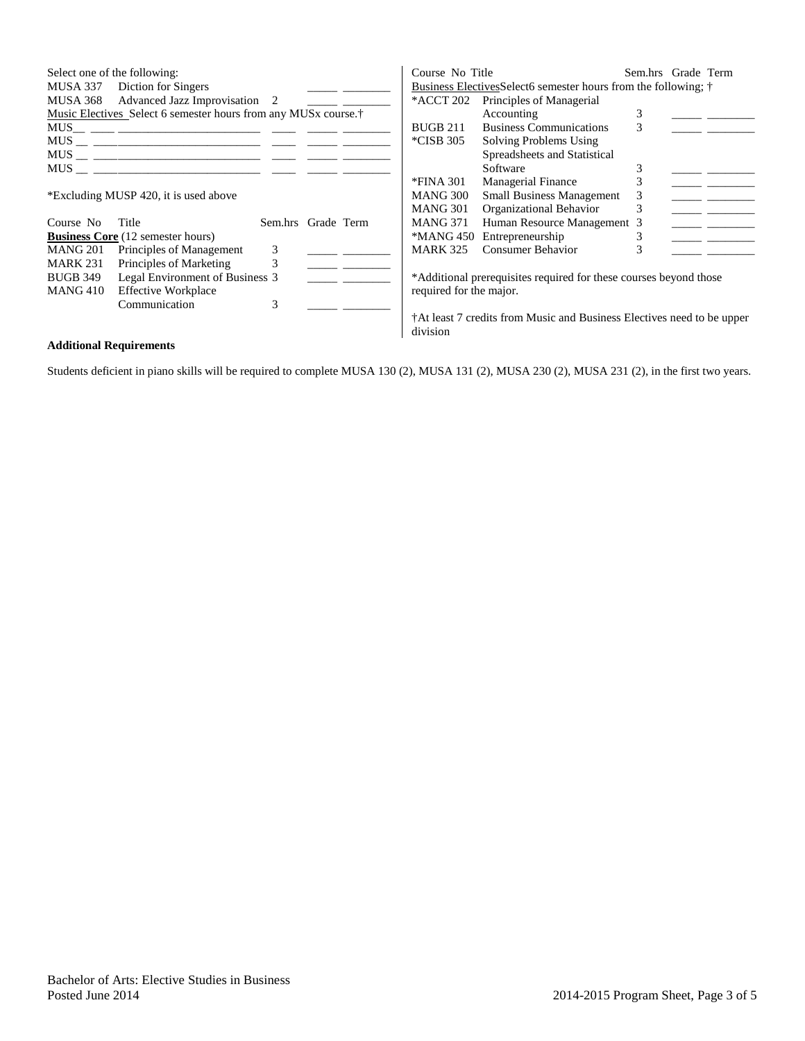Select one of the following:

| Course No | Title | Sem.hrs | Grade | Term |
|---|---|---|---|---|
| MUSA 337 | Diction for Singers | | _____ | ________ |
| MUSA 368 | Advanced Jazz Improvisation | 2 | _____ | ________ |

Music Electives Select 6 semester hours from any MUSx course.†

| Course No | Title | Sem.hrs | Grade | Term |
|---|---|---|---|---|
| MUS__ ____ | ________________________ | ____ | _____ | ________ |
| MUS __ | ___________________________ | ____ | _____ | ________ |
| MUS __ | ___________________________ | ____ | _____ | ________ |
| MUS __ | ___________________________ | ____ | _____ | ________ |

*Excluding MUSP 420, it is used above

| Course No | Title | Sem.hrs | Grade | Term |
|---|---|---|---|---|
| **Business Core** (12 semester hours) | | | | |
| MANG 201 | Principles of Management | 3 | _____ | ________ |
| MARK 231 | Principles of Marketing | 3 | _____ | ________ |
| BUGB 349 | Legal Environment of Business | 3 | _____ | ________ |
| MANG 410 | Effective Workplace Communication | 3 | _____ | ________ |

| Course No | Title | Sem.hrs | Grade | Term |
|---|---|---|---|---|
| Business Electives Select 6 semester hours from the following; † | | | | |
| *ACCT 202 | Principles of Managerial Accounting | 3 | _____ | ________ |
| BUGB 211 | Business Communications | 3 | _____ | ________ |
| *CISB 305 | Solving Problems Using Spreadsheets and Statistical Software | 3 | _____ | ________ |
| *FINA 301 | Managerial Finance | 3 | _____ | ________ |
| MANG 300 | Small Business Management | 3 | _____ | ________ |
| MANG 301 | Organizational Behavior | 3 | _____ | ________ |
| MANG 371 | Human Resource Management | 3 | _____ | ________ |
| *MANG 450 | Entrepreneurship | 3 | _____ | ________ |
| MARK 325 | Consumer Behavior | 3 | _____ | ________ |

*Additional prerequisites required for these courses beyond those required for the major.

†At least 7 credits from Music and Business Electives need to be upper division

**Additional Requirements**

Students deficient in piano skills will be required to complete MUSA 130 (2), MUSA 131 (2), MUSA 230 (2), MUSA 231 (2), in the first two years.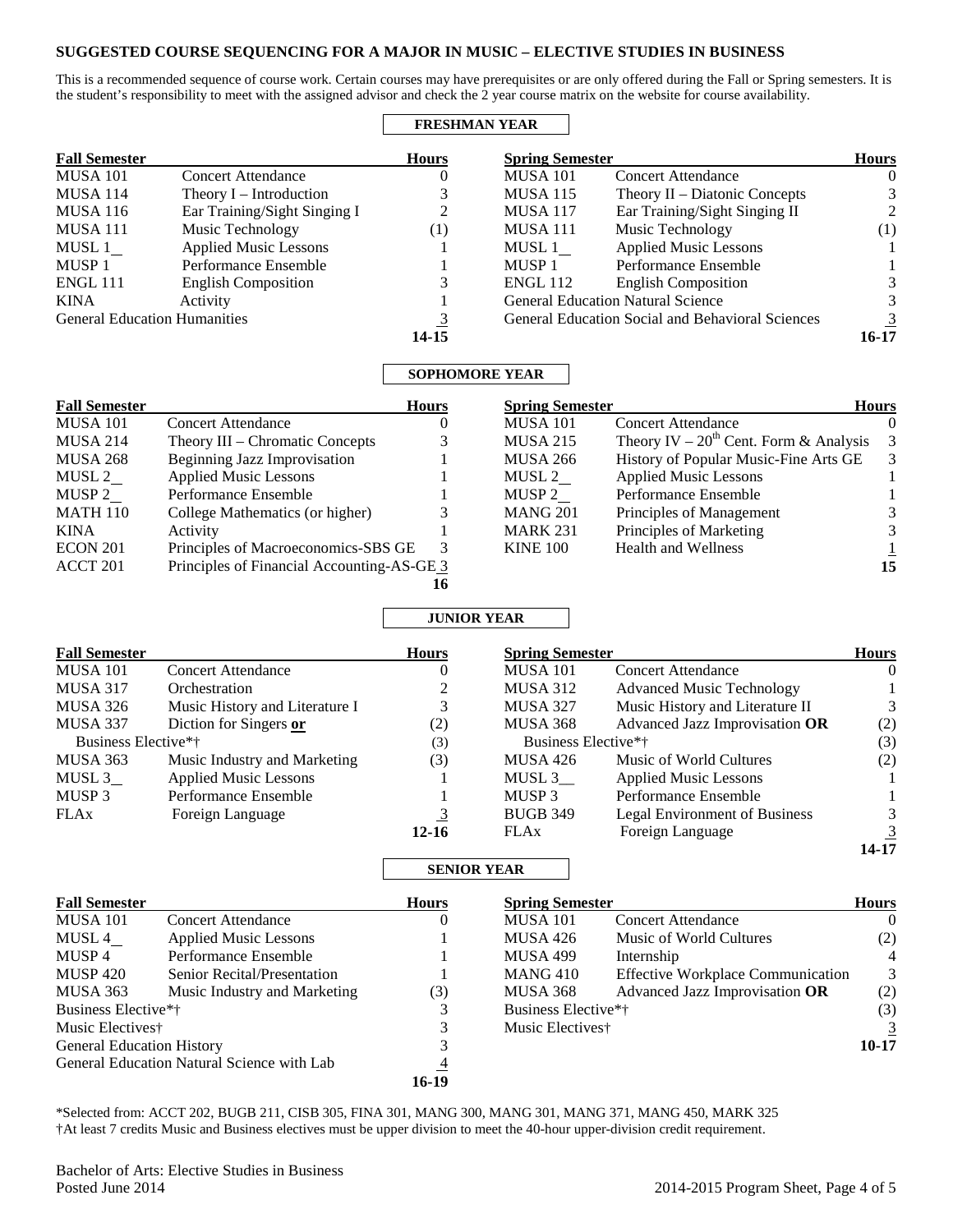**SUGGESTED COURSE SEQUENCING FOR A MAJOR IN MUSIC – ELECTIVE STUDIES IN BUSINESS**

This is a recommended sequence of course work. Certain courses may have prerequisites or are only offered during the Fall or Spring semesters. It is the student's responsibility to meet with the assigned advisor and check the 2 year course matrix on the website for course availability.

## FRESHMAN YEAR

| Fall Semester | | Hours | Spring Semester | | Hours |
|---|---|---|---|---|---|
| MUSA 101 | Concert Attendance | 0 | MUSA 101 | Concert Attendance | 0 |
| MUSA 114 | Theory I – Introduction | 3 | MUSA 115 | Theory II – Diatonic Concepts | 3 |
| MUSA 116 | Ear Training/Sight Singing I | 2 | MUSA 117 | Ear Training/Sight Singing II | 2 |
| MUSA 111 | Music Technology | (1) | MUSA 111 | Music Technology | (1) |
| MUSL 1__ | Applied Music Lessons | 1 | MUSL 1__ | Applied Music Lessons | 1 |
| MUSP 1 | Performance Ensemble | 1 | MUSP 1 | Performance Ensemble | 1 |
| ENGL 111 | English Composition | 3 | ENGL 112 | English Composition | 3 |
| KINA | Activity | 1 | General Education Natural Science | | 3 |
| General Education Humanities | | 3 | General Education Social and Behavioral Sciences | | 3 |
| | | **14-15** | | | **16-17** |

## SOPHOMORE YEAR

| Fall Semester | | Hours | Spring Semester | | Hours |
|---|---|---|---|---|---|
| MUSA 101 | Concert Attendance | 0 | MUSA 101 | Concert Attendance | 0 |
| MUSA 214 | Theory III – Chromatic Concepts | 3 | MUSA 215 | Theory IV – 20th Cent. Form & Analysis | 3 |
| MUSA 268 | Beginning Jazz Improvisation | 1 | MUSA 266 | History of Popular Music-Fine Arts GE | 3 |
| MUSL 2__ | Applied Music Lessons | 1 | MUSL 2__ | Applied Music Lessons | 1 |
| MUSP 2__ | Performance Ensemble | 1 | MUSP 2__ | Performance Ensemble | 1 |
| MATH 110 | College Mathematics (or higher) | 3 | MANG 201 | Principles of Management | 3 |
| KINA | Activity | 1 | MARK 231 | Principles of Marketing | 3 |
| ECON 201 | Principles of Macroeconomics-SBS GE | 3 | KINE 100 | Health and Wellness | 1 |
| ACCT 201 | Principles of Financial Accounting-AS-GE | 3 | | | **15** |
| | | **16** | | | |

## JUNIOR YEAR

| Fall Semester | | Hours | Spring Semester | | Hours |
|---|---|---|---|---|---|
| MUSA 101 | Concert Attendance | 0 | MUSA 101 | Concert Attendance | 0 |
| MUSA 317 | Orchestration | 2 | MUSA 312 | Advanced Music Technology | 1 |
| MUSA 326 | Music History and Literature I | 3 | MUSA 327 | Music History and Literature II | 3 |
| MUSA 337 | Diction for Singers **or** | (2) | MUSA 368 | Advanced Jazz Improvisation **OR** | (2) |
| Business Elective*† | | (3) | Business Elective*† | | (3) |
| MUSA 363 | Music Industry and Marketing | (3) | MUSA 426 | Music of World Cultures | (2) |
| MUSL 3__ | Applied Music Lessons | 1 | MUSL 3__ | Applied Music Lessons | 1 |
| MUSP 3 | Performance Ensemble | 1 | MUSP 3 | Performance Ensemble | 1 |
| FLAx | Foreign Language | 3 | BUGB 349 | Legal Environment of Business | 3 |
| | | **12-16** | FLAx | Foreign Language | 3 |
| | | | | | **14-17** |

## SENIOR YEAR

| Fall Semester | | Hours | Spring Semester | | Hours |
|---|---|---|---|---|---|
| MUSA 101 | Concert Attendance | 0 | MUSA 101 | Concert Attendance | 0 |
| MUSL 4__ | Applied Music Lessons | 1 | MUSA 426 | Music of World Cultures | (2) |
| MUSP 4 | Performance Ensemble | 1 | MUSA 499 | Internship | 4 |
| MUSP 420 | Senior Recital/Presentation | 1 | MANG 410 | Effective Workplace Communication | 3 |
| MUSA 363 | Music Industry and Marketing | (3) | MUSA 368 | Advanced Jazz Improvisation **OR** | (2) |
| Business Elective*† | | 3 | Business Elective*† | | (3) |
| Music Electives† | | 3 | Music Electives† | | 3 |
| General Education History | | 3 | | | **10-17** |
| General Education Natural Science with Lab | | 4 | | | |
| | | **16-19** | | | |

*Selected from: ACCT 202, BUGB 211, CISB 305, FINA 301, MANG 300, MANG 301, MANG 371, MANG 450, MARK 325
†At least 7 credits Music and Business electives must be upper division to meet the 40-hour upper-division credit requirement.

Bachelor of Arts: Elective Studies in Business
Posted June 2014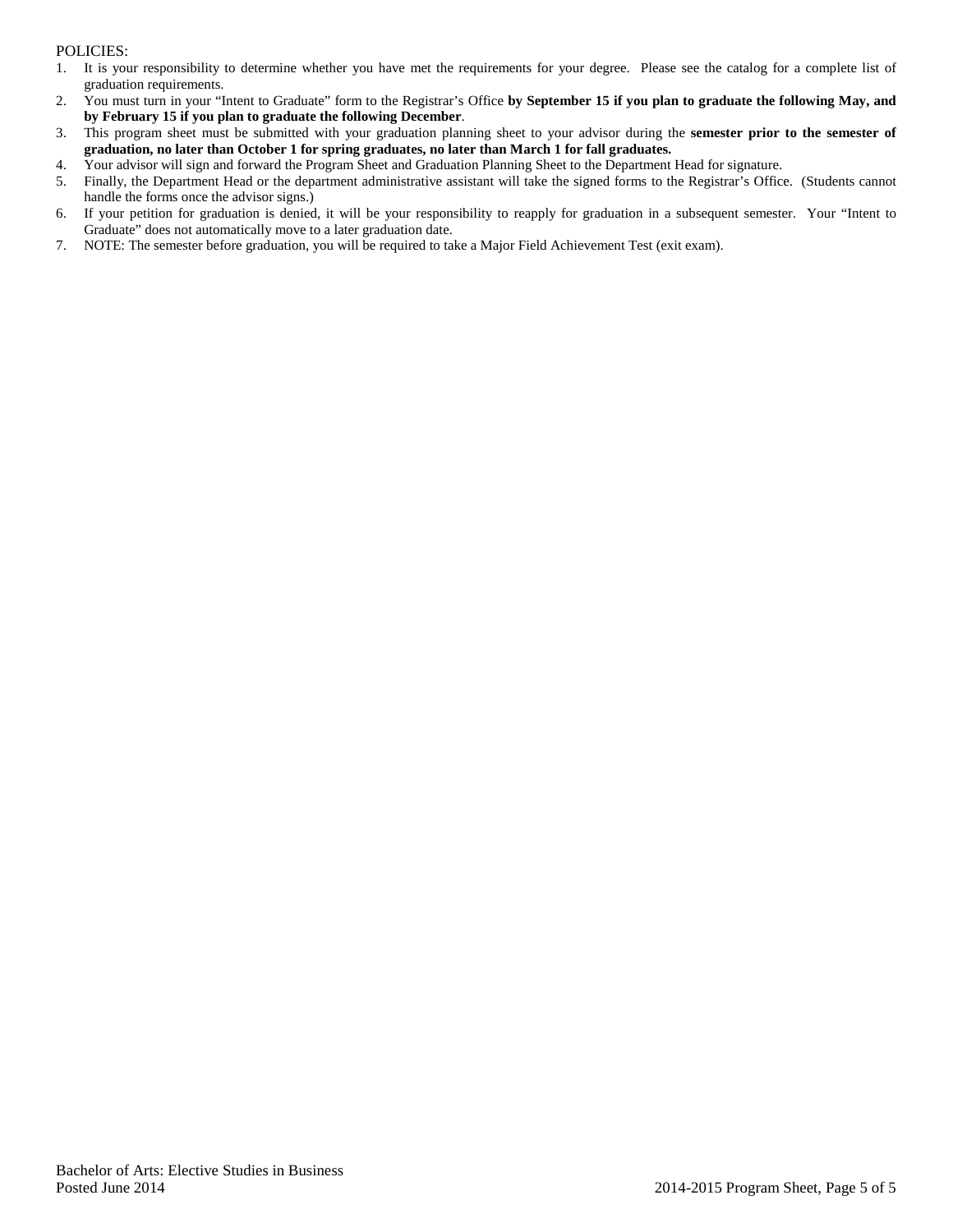POLICIES:

1. It is your responsibility to determine whether you have met the requirements for your degree. Please see the catalog for a complete list of graduation requirements.
2. You must turn in your "Intent to Graduate" form to the Registrar's Office **by September 15 if you plan to graduate the following May, and by February 15 if you plan to graduate the following December**.
3. This program sheet must be submitted with your graduation planning sheet to your advisor during the **semester prior to the semester of graduation, no later than October 1 for spring graduates, no later than March 1 for fall graduates.**
4. Your advisor will sign and forward the Program Sheet and Graduation Planning Sheet to the Department Head for signature.
5. Finally, the Department Head or the department administrative assistant will take the signed forms to the Registrar's Office. (Students cannot handle the forms once the advisor signs.)
6. If your petition for graduation is denied, it will be your responsibility to reapply for graduation in a subsequent semester. Your "Intent to Graduate" does not automatically move to a later graduation date.
7. NOTE: The semester before graduation, you will be required to take a Major Field Achievement Test (exit exam).